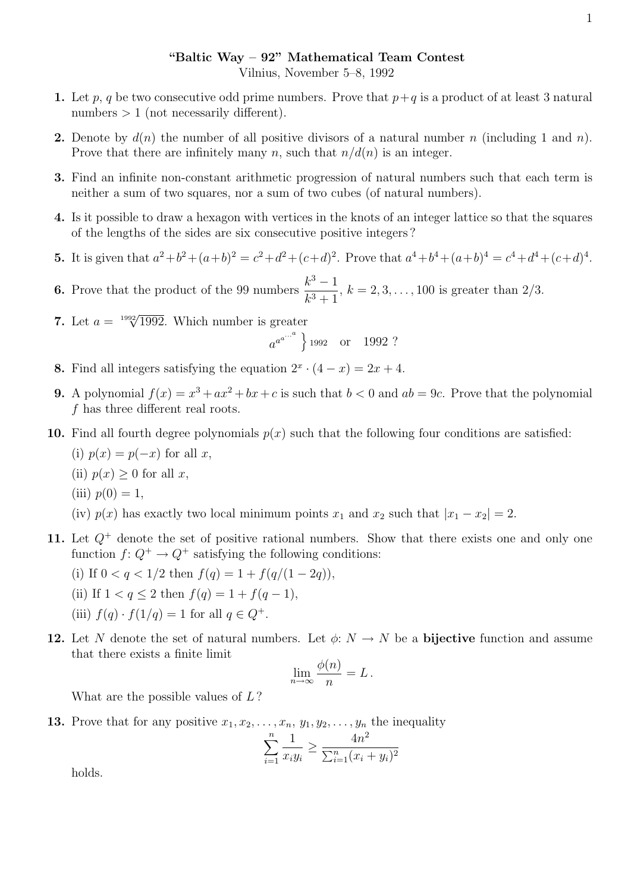# "Baltic Way – 92" Mathematical Team Contest

Vilnius, November 5–8, 1992

**1.** Let $p$, $q$ be two consecutive odd prime numbers. Prove that $p+q$ is a product of at least 3 natural numbers $>1$ (not necessarily different).

**2.** Denote by $d(n)$ the number of all positive divisors of a natural number $n$ (including 1 and $n$). Prove that there are infinitely many $n$, such that $n/d(n)$ is an integer.

**3.** Find an infinite non-constant arithmetic progression of natural numbers such that each term is neither a sum of two squares, nor a sum of two cubes (of natural numbers).

**4.** Is it possible to draw a hexagon with vertices in the knots of an integer lattice so that the squares of the lengths of the sides are six consecutive positive integers?

**5.** It is given that $a^2+b^2+(a+b)^2 = c^2+d^2+(c+d)^2$. Prove that $a^4+b^4+(a+b)^4 = c^4+d^4+(c+d)^4$.

**6.** Prove that the product of the 99 numbers $\dfrac{k^3-1}{k^3+1}$, $k = 2, 3, \ldots, 100$ is greater than $2/3$.

**7.** Let $a = \sqrt[1992]{1992}$. Which number is greater

$$a^{a^{a^{\cdots^{a}}}} \Big\}_{1992} \quad \text{or} \quad 1992 \ ?$$

**8.** Find all integers satisfying the equation $2^x \cdot (4-x) = 2x+4$.

**9.** A polynomial $f(x) = x^3+ax^2+bx+c$ is such that $b<0$ and $ab = 9c$. Prove that the polynomial $f$ has three different real roots.

**10.** Find all fourth degree polynomials $p(x)$ such that the following four conditions are satisfied:

(i) $p(x) = p(-x)$ for all $x$,

(ii) $p(x) \geq 0$ for all $x$,

(iii) $p(0) = 1$,

(iv) $p(x)$ has exactly two local minimum points $x_1$ and $x_2$ such that $|x_1 - x_2| = 2$.

**11.** Let $Q^+$ denote the set of positive rational numbers. Show that there exists one and only one function $f$: $Q^+ \to Q^+$ satisfying the following conditions:

(i) If $0 < q < 1/2$ then $f(q) = 1 + f(q/(1-2q))$,

(ii) If $1 < q \leq 2$ then $f(q) = 1 + f(q-1)$,

(iii) $f(q) \cdot f(1/q) = 1$ for all $q \in Q^+$.

**12.** Let $N$ denote the set of natural numbers. Let $\phi$: $N \to N$ be a **bijective** function and assume that there exists a finite limit

$$\lim_{n\to\infty} \frac{\phi(n)}{n} = L\,.$$

What are the possible values of $L$?

**13.** Prove that for any positive $x_1, x_2, \ldots, x_n$, $y_1, y_2, \ldots, y_n$ the inequality

$$\sum_{i=1}^{n} \frac{1}{x_i y_i} \geq \frac{4n^2}{\sum_{i=1}^{n}(x_i+y_i)^2}$$

holds.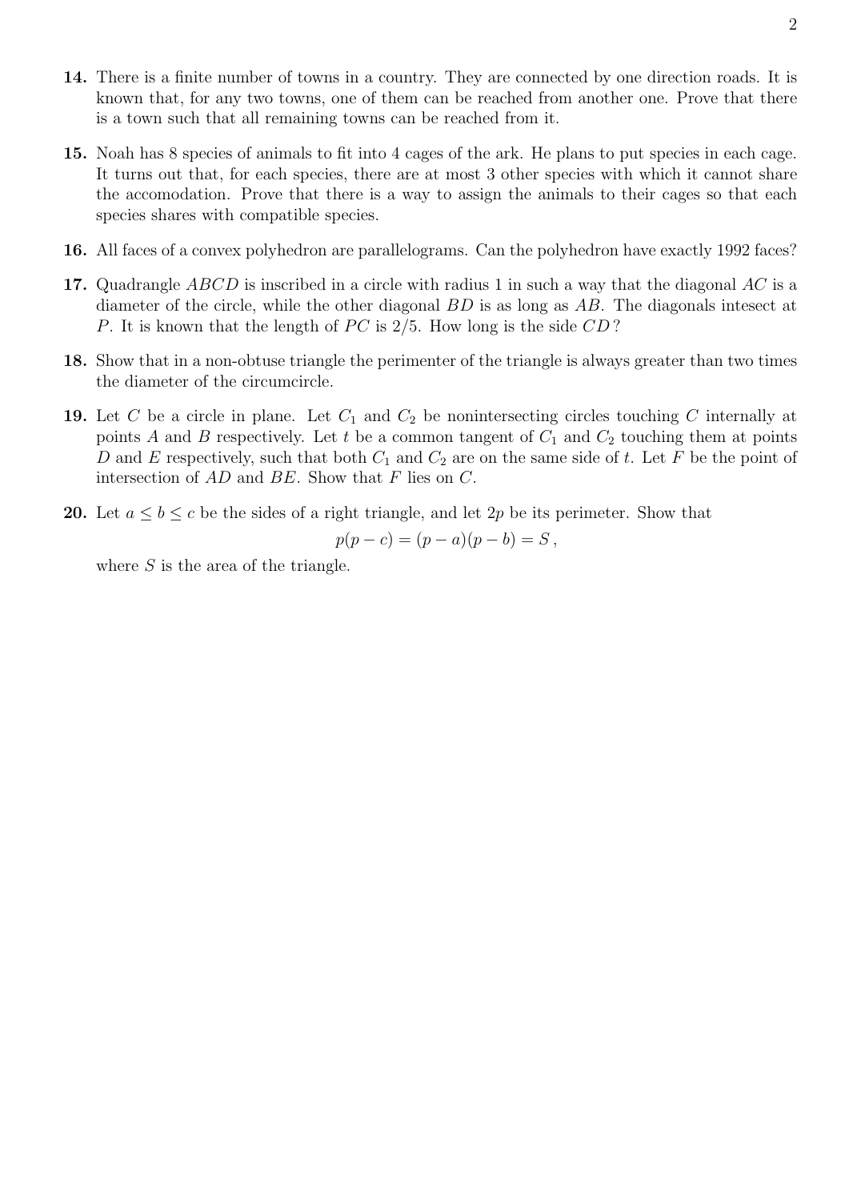**14.** There is a finite number of towns in a country. They are connected by one direction roads. It is known that, for any two towns, one of them can be reached from another one. Prove that there is a town such that all remaining towns can be reached from it.

**15.** Noah has 8 species of animals to fit into 4 cages of the ark. He plans to put species in each cage. It turns out that, for each species, there are at most 3 other species with which it cannot share the accomodation. Prove that there is a way to assign the animals to their cages so that each species shares with compatible species.

**16.** All faces of a convex polyhedron are parallelograms. Can the polyhedron have exactly 1992 faces?

**17.** Quadrangle $ABCD$ is inscribed in a circle with radius 1 in such a way that the diagonal $AC$ is a diameter of the circle, while the other diagonal $BD$ is as long as $AB$. The diagonals intesect at $P$. It is known that the length of $PC$ is $2/5$. How long is the side $CD$?

**18.** Show that in a non-obtuse triangle the perimenter of the triangle is always greater than two times the diameter of the circumcircle.

**19.** Let $C$ be a circle in plane. Let $C_1$ and $C_2$ be nonintersecting circles touching $C$ internally at points $A$ and $B$ respectively. Let $t$ be a common tangent of $C_1$ and $C_2$ touching them at points $D$ and $E$ respectively, such that both $C_1$ and $C_2$ are on the same side of $t$. Let $F$ be the point of intersection of $AD$ and $BE$. Show that $F$ lies on $C$.

**20.** Let $a \le b \le c$ be the sides of a right triangle, and let $2p$ be its perimeter. Show that

$$p(p-c) = (p-a)(p-b) = S\,,$$

where $S$ is the area of the triangle.